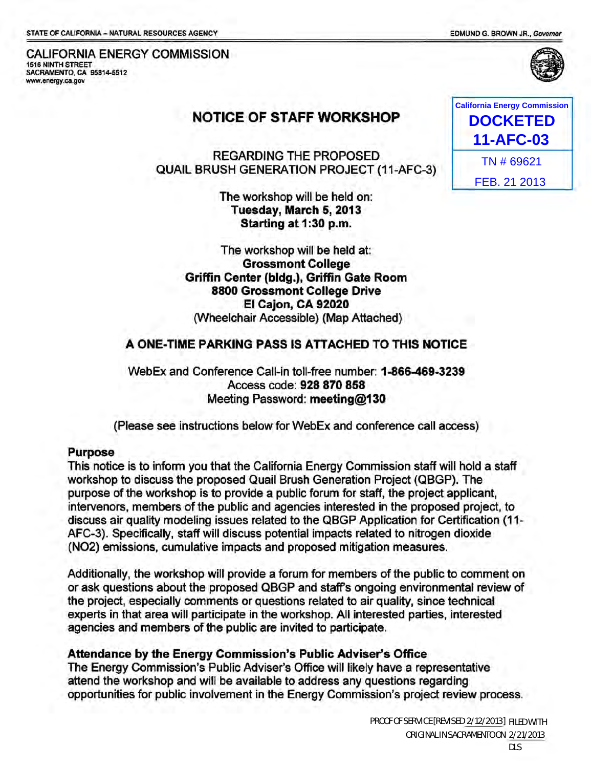STATE OF CALIFORNIA – NATURAL RESOURCES AGENCY

EDMUND G. BROWN JR., *Governor*

CALIFORNIA ENERGY COMMISSION
1516 NINTH STREET
SACRAMENTO, CA 95814-5512
www.energy.ca.gov

California Energy Commission
**DOCKETED**
**11-AFC-03**
TN # 69621
FEB. 21 2013

# NOTICE OF STAFF WORKSHOP

REGARDING THE PROPOSED
QUAIL BRUSH GENERATION PROJECT (11-AFC-3)

The workshop will be held on:
**Tuesday, March 5, 2013**
**Starting at 1:30 p.m.**

The workshop will be held at:
**Grossmont College**
**Griffin Center (bldg.), Griffin Gate Room**
**8800 Grossmont College Drive**
**El Cajon, CA 92020**
(Wheelchair Accessible) (Map Attached)

**A ONE-TIME PARKING PASS IS ATTACHED TO THIS NOTICE**

WebEx and Conference Call-in toll-free number: **1-866-469-3239**
Access code: **928 870 858**
Meeting Password: **meeting@130**

(Please see instructions below for WebEx and conference call access)

**Purpose**

This notice is to inform you that the California Energy Commission staff will hold a staff workshop to discuss the proposed Quail Brush Generation Project (QBGP). The purpose of the workshop is to provide a public forum for staff, the project applicant, intervenors, members of the public and agencies interested in the proposed project, to discuss air quality modeling issues related to the QBGP Application for Certification (11-AFC-3). Specifically, staff will discuss potential impacts related to nitrogen dioxide ($NO_2$) emissions, cumulative impacts and proposed mitigation measures.

Additionally, the workshop will provide a forum for members of the public to comment on or ask questions about the proposed QBGP and staff's ongoing environmental review of the project, especially comments or questions related to air quality, since technical experts in that area will participate in the workshop. All interested parties, interested agencies and members of the public are invited to participate.

**Attendance by the Energy Commission's Public Adviser's Office**

The Energy Commission's Public Adviser's Office will likely have a representative attend the workshop and will be available to address any questions regarding opportunities for public involvement in the Energy Commission's project review process.

PROOF OF SERVICE [REVISED 2/12/2013] FILED WITH
ORIGINAL IN SACRAMENTO ON 2/21/2013
DLS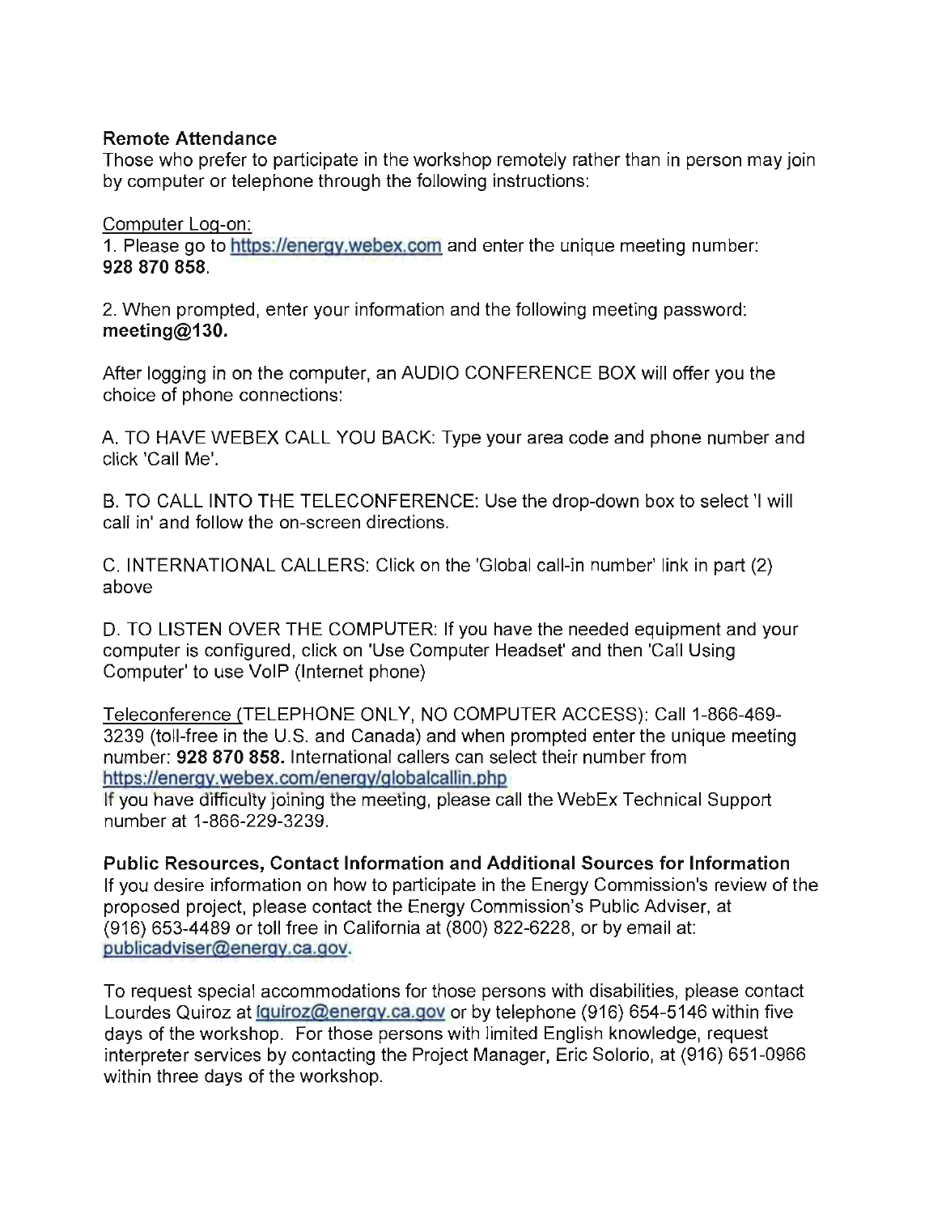**Remote Attendance**
Those who prefer to participate in the workshop remotely rather than in person may join by computer or telephone through the following instructions:

Computer Log-on:
1. Please go to https://energy.webex.com and enter the unique meeting number: **928 870 858**.

2. When prompted, enter your information and the following meeting password: **meeting@130.**

After logging in on the computer, an AUDIO CONFERENCE BOX will offer you the choice of phone connections:

A. TO HAVE WEBEX CALL YOU BACK: Type your area code and phone number and click 'Call Me'.

B. TO CALL INTO THE TELECONFERENCE: Use the drop-down box to select 'I will call in' and follow the on-screen directions.

C. INTERNATIONAL CALLERS: Click on the 'Global call-in number' link in part (2) above

D. TO LISTEN OVER THE COMPUTER: If you have the needed equipment and your computer is configured, click on 'Use Computer Headset' and then 'Call Using Computer' to use VoIP (Internet phone)

Teleconference (TELEPHONE ONLY, NO COMPUTER ACCESS): Call 1-866-469-3239 (toll-free in the U.S. and Canada) and when prompted enter the unique meeting number: **928 870 858.** International callers can select their number from https://energy.webex.com/energy/globalcallin.php
If you have difficulty joining the meeting, please call the WebEx Technical Support number at 1-866-229-3239.

**Public Resources, Contact Information and Additional Sources for Information**
If you desire information on how to participate in the Energy Commission's review of the proposed project, please contact the Energy Commission's Public Adviser, at (916) 653-4489 or toll free in California at (800) 822-6228, or by email at: publicadviser@energy.ca.gov.

To request special accommodations for those persons with disabilities, please contact Lourdes Quiroz at lquiroz@energy.ca.gov or by telephone (916) 654-5146 within five days of the workshop. For those persons with limited English knowledge, request interpreter services by contacting the Project Manager, Eric Solorio, at (916) 651-0966 within three days of the workshop.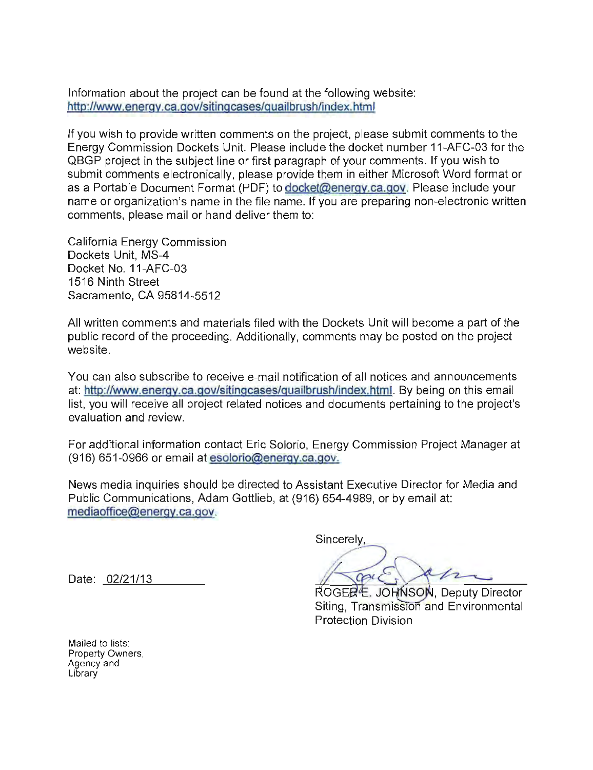Information about the project can be found at the following website:
http://www.energy.ca.gov/sitingcases/quailbrush/index.html

If you wish to provide written comments on the project, please submit comments to the Energy Commission Dockets Unit. Please include the docket number 11-AFC-03 for the QBGP project in the subject line or first paragraph of your comments. If you wish to submit comments electronically, please provide them in either Microsoft Word format or as a Portable Document Format (PDF) to docket@energy.ca.gov. Please include your name or organization's name in the file name. If you are preparing non-electronic written comments, please mail or hand deliver them to:

California Energy Commission
Dockets Unit, MS-4
Docket No. 11-AFC-03
1516 Ninth Street
Sacramento, CA 95814-5512

All written comments and materials filed with the Dockets Unit will become a part of the public record of the proceeding. Additionally, comments may be posted on the project website.

You can also subscribe to receive e-mail notification of all notices and announcements at: http://www.energy.ca.gov/sitingcases/quailbrush/index.html. By being on this email list, you will receive all project related notices and documents pertaining to the project's evaluation and review.

For additional information contact Eric Solorio, Energy Commission Project Manager at (916) 651-0966 or email at esolorio@energy.ca.gov.

News media inquiries should be directed to Assistant Executive Director for Media and Public Communications, Adam Gottlieb, at (916) 654-4989, or by email at: mediaoffice@energy.ca.gov.

Date: 02/21/13

Sincerely,

ROGER E. JOHNSON, Deputy Director
Siting, Transmission and Environmental Protection Division

Mailed to lists:
Property Owners,
Agency and
Library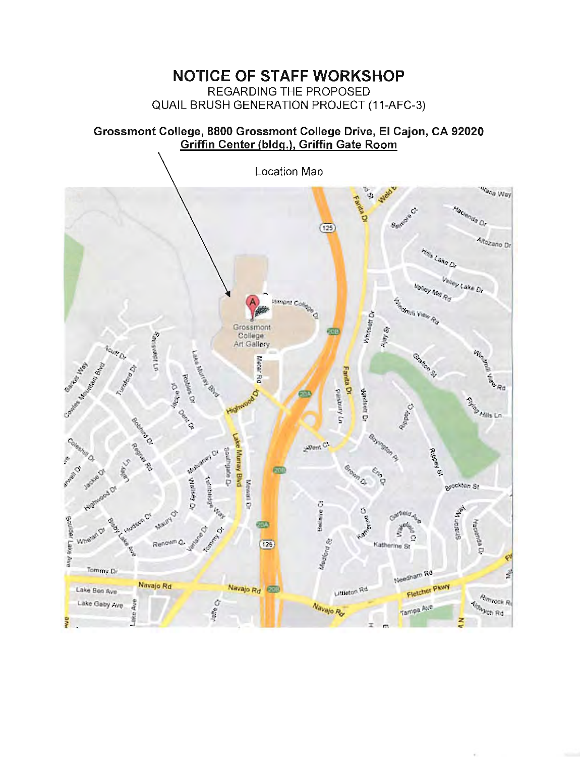# NOTICE OF STAFF WORKSHOP

REGARDING THE PROPOSED
QUAIL BRUSH GENERATION PROJECT (11-AFC-3)

**Grossmont College, 8800 Grossmont College Drive, El Cajon, CA 92020**
**Griffin Center (bldg.), Griffin Gate Room**

Location Map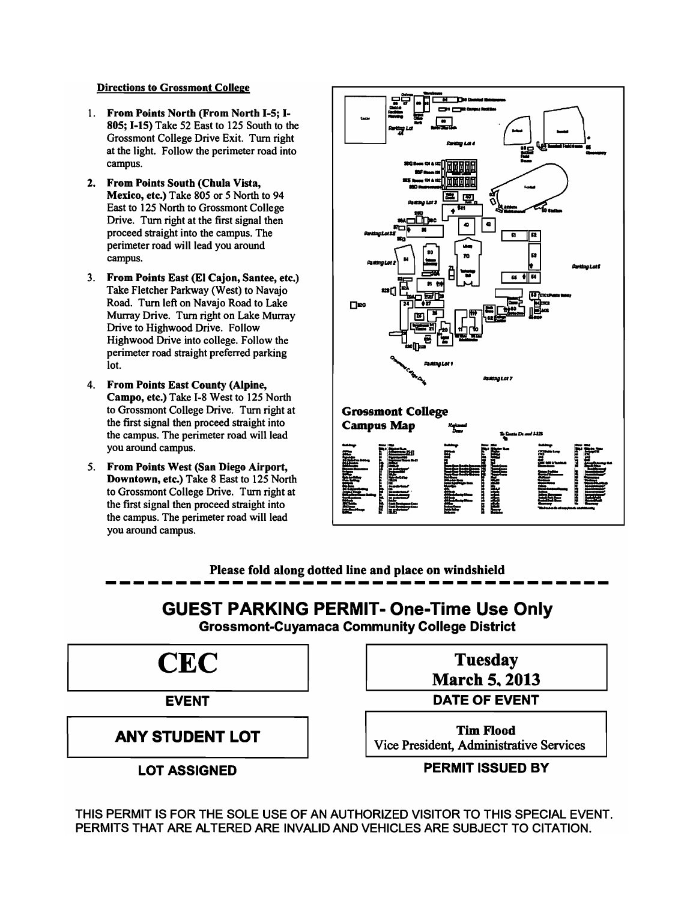**Directions to Grossmont College**

1. **From Points North (From North I-5; I-805; I-15)** Take 52 East to 125 South to the Grossmont College Drive Exit. Turn right at the light. Follow the perimeter road into campus.
2. **From Points South (Chula Vista, Mexico, etc.)** Take 805 or 5 North to 94 East to 125 North to Grossmont College Drive. Turn right at the first signal then proceed straight into the campus. The perimeter road will lead you around campus.
3. **From Points East (El Cajon, Santee, etc.)** Take Fletcher Parkway (West) to Navajo Road. Turn left on Navajo Road to Lake Murray Drive. Turn right on Lake Murray Drive to Highwood Drive. Follow Highwood Drive into college. Follow the perimeter road straight preferred parking lot.
4. **From Points East County (Alpine, Campo, etc.)** Take I-8 West to 125 North to Grossmont College Drive. Turn right at the first signal then proceed straight into the campus. The perimeter road will lead you around campus.
5. **From Points West (San Diego Airport, Downtown, etc.)** Take 8 East to 125 North to Grossmont College Drive. Turn right at the first signal then proceed straight into the campus. The perimeter road will lead you around campus.

**Grossmont College Campus Map**

**Please fold along dotted line and place on windshield**

---

## GUEST PARKING PERMIT- One-Time Use Only

**Grossmont-Cuyamaca Community College District**

| | |
|---|---|
| **CEC** | **Tuesday March 5, 2013** |
| **EVENT** | **DATE OF EVENT** |
| **ANY STUDENT LOT** | **Tim Flood** Vice President, Administrative Services |
| **LOT ASSIGNED** | **PERMIT ISSUED BY** |

THIS PERMIT IS FOR THE SOLE USE OF AN AUTHORIZED VISITOR TO THIS SPECIAL EVENT. PERMITS THAT ARE ALTERED ARE INVALID AND VEHICLES ARE SUBJECT TO CITATION.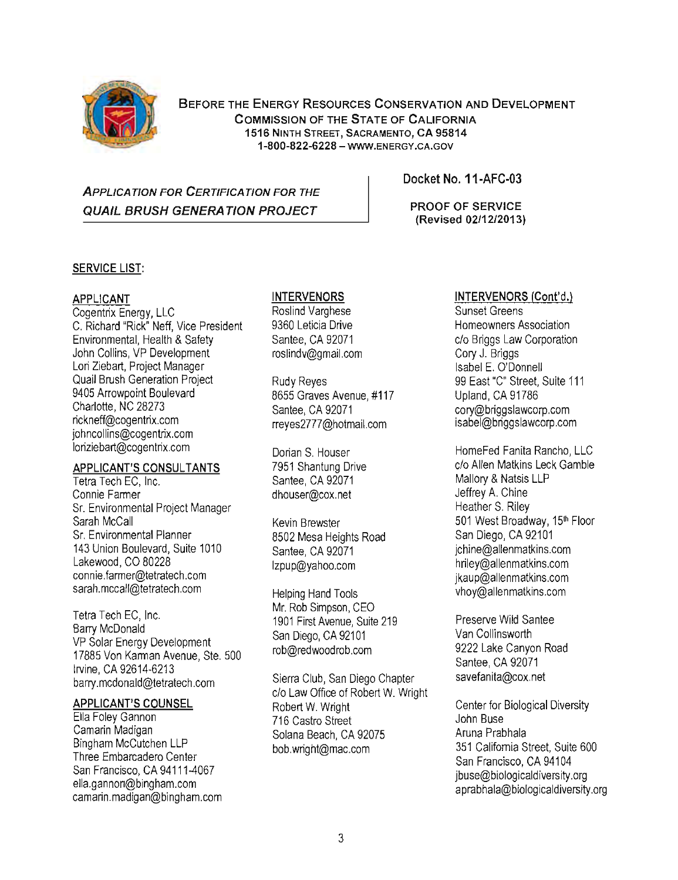BEFORE THE ENERGY RESOURCES CONSERVATION AND DEVELOPMENT COMMISSION OF THE STATE OF CALIFORNIA
1516 NINTH STREET, SACRAMENTO, CA 95814
1-800-822-6228 – WWW.ENERGY.CA.GOV

*APPLICATION FOR CERTIFICATION FOR THE QUAIL BRUSH GENERATION PROJECT*

Docket No. 11-AFC-03

PROOF OF SERVICE
(Revised 02/12/2013)

SERVICE LIST:

APPLICANT
Cogentrix Energy, LLC
C. Richard "Rick" Neff, Vice President
Environmental, Health & Safety
John Collins, VP Development
Lori Ziebart, Project Manager
Quail Brush Generation Project
9405 Arrowpoint Boulevard
Charlotte, NC 28273
rickneff@cogentrix.com
johncollins@cogentrix.com
loriziebart@cogentrix.com

APPLICANT'S CONSULTANTS
Tetra Tech EC, Inc.
Connie Farmer
Sr. Environmental Project Manager
Sarah McCall
Sr. Environmental Planner
143 Union Boulevard, Suite 1010
Lakewood, CO 80228
connie.farmer@tetratech.com
sarah.mccall@tetratech.com

Tetra Tech EC, Inc.
Barry McDonald
VP Solar Energy Development
17885 Von Karman Avenue, Ste. 500
Irvine, CA 92614-6213
barry.mcdonald@tetratech.com

APPLICANT'S COUNSEL
Ella Foley Gannon
Camarin Madigan
Bingham McCutchen LLP
Three Embarcadero Center
San Francisco, CA 94111-4067
ella.gannon@bingham.com
camarin.madigan@bingham.com

INTERVENORS
Roslind Varghese
9360 Leticia Drive
Santee, CA 92071
roslindv@gmail.com

Rudy Reyes
8655 Graves Avenue, #117
Santee, CA 92071
rreyes2777@hotmail.com

Dorian S. Houser
7951 Shantung Drive
Santee, CA 92071
dhouser@cox.net

Kevin Brewster
8502 Mesa Heights Road
Santee, CA 92071
lzpup@yahoo.com

Helping Hand Tools
Mr. Rob Simpson, CEO
1901 First Avenue, Suite 219
San Diego, CA 92101
rob@redwoodrob.com

Sierra Club, San Diego Chapter
c/o Law Office of Robert W. Wright
Robert W. Wright
716 Castro Street
Solana Beach, CA 92075
bob.wright@mac.com

INTERVENORS (Cont'd.)
Sunset Greens
Homeowners Association
c/o Briggs Law Corporation
Cory J. Briggs
Isabel E. O'Donnell
99 East "C" Street, Suite 111
Upland, CA 91786
cory@briggslawcorp.com
isabel@briggslawcorp.com

HomeFed Fanita Rancho, LLC
c/o Allen Matkins Leck Gamble
Mallory & Natsis LLP
Jeffrey A. Chine
Heather S. Riley
501 West Broadway, 15th Floor
San Diego, CA 92101
jchine@allenmatkins.com
hriley@allenmatkins.com
jkaup@allenmatkins.com
vhoy@allenmatkins.com

Preserve Wild Santee
Van Collinsworth
9222 Lake Canyon Road
Santee, CA 92071
savefanita@cox.net

Center for Biological Diversity
John Buse
Aruna Prabhala
351 California Street, Suite 600
San Francisco, CA 94104
jbuse@biologicaldiversity.org
aprabhala@biologicaldiversity.org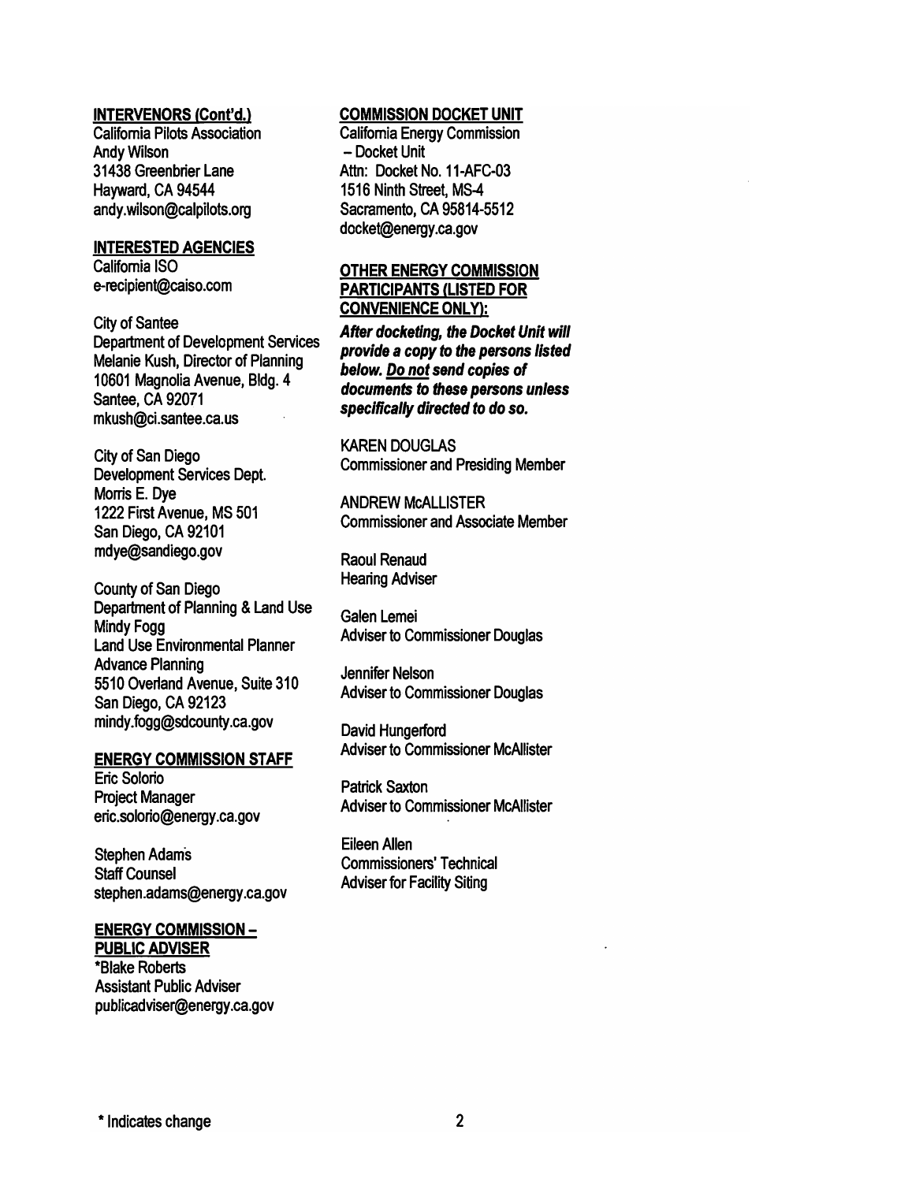**INTERVENORS (Cont'd.)**

California Pilots Association
Andy Wilson
31438 Greenbrier Lane
Hayward, CA 94544
andy.wilson@calpilots.org

**INTERESTED AGENCIES**

California ISO
e-recipient@caiso.com

City of Santee
Department of Development Services
Melanie Kush, Director of Planning
10601 Magnolia Avenue, Bldg. 4
Santee, CA 92071
mkush@ci.santee.ca.us

City of San Diego
Development Services Dept.
Morris E. Dye
1222 First Avenue, MS 501
San Diego, CA 92101
mdye@sandiego.gov

County of San Diego
Department of Planning & Land Use
Mindy Fogg
Land Use Environmental Planner
Advance Planning
5510 Overland Avenue, Suite 310
San Diego, CA 92123
mindy.fogg@sdcounty.ca.gov

**ENERGY COMMISSION STAFF**

Eric Solorio
Project Manager
eric.solorio@energy.ca.gov

Stephen Adams
Staff Counsel
stephen.adams@energy.ca.gov

**ENERGY COMMISSION – PUBLIC ADVISER**

*Blake Roberts
Assistant Public Adviser
publicadviser@energy.ca.gov

**COMMISSION DOCKET UNIT**

California Energy Commission
– Docket Unit
Attn: Docket No. 11-AFC-03
1516 Ninth Street, MS-4
Sacramento, CA 95814-5512
docket@energy.ca.gov

**OTHER ENERGY COMMISSION PARTICIPANTS (LISTED FOR CONVENIENCE ONLY):**

***After docketing, the Docket Unit will provide a copy to the persons listed below. Do not send copies of documents to these persons unless specifically directed to do so.***

KAREN DOUGLAS
Commissioner and Presiding Member

ANDREW McALLISTER
Commissioner and Associate Member

Raoul Renaud
Hearing Adviser

Galen Lemei
Adviser to Commissioner Douglas

Jennifer Nelson
Adviser to Commissioner Douglas

David Hungerford
Adviser to Commissioner McAllister

Patrick Saxton
Adviser to Commissioner McAllister

Eileen Allen
Commissioners' Technical
Adviser for Facility Siting

* Indicates change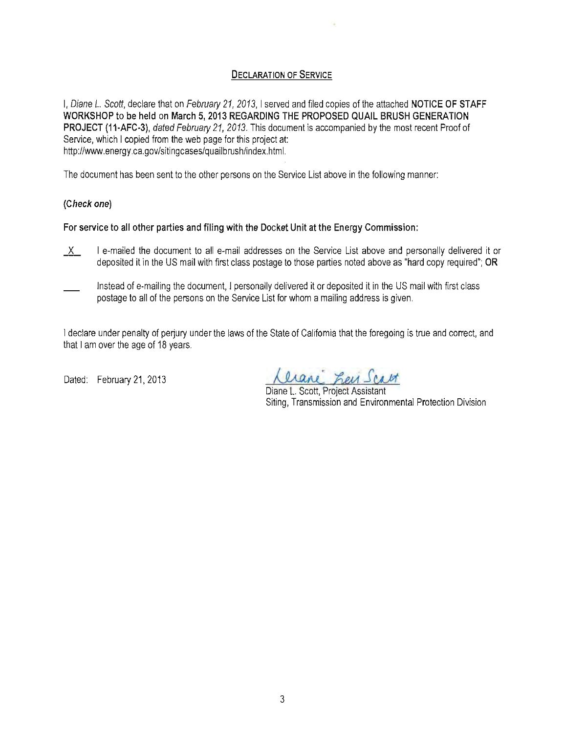## DECLARATION OF SERVICE

I, *Diane L. Scott*, declare that on *February 21, 2013*, I served and filed copies of the attached **NOTICE OF STAFF WORKSHOP to be held on March 5, 2013 REGARDING THE PROPOSED QUAIL BRUSH GENERATION PROJECT (11-AFC-3)**, *dated February 21, 2013*. This document is accompanied by the most recent Proof of Service, which I copied from the web page for this project at: http://www.energy.ca.gov/sitingcases/quailbrush/index.html.

The document has been sent to the other persons on the Service List above in the following manner:

**(*Check one*)**

**For service to all other parties and filing with the Docket Unit at the Energy Commission:**

_X_ I e-mailed the document to all e-mail addresses on the Service List above and personally delivered it or deposited it in the US mail with first class postage to those parties noted above as "hard copy required"; **OR**

___ Instead of e-mailing the document, I personally delivered it or deposited it in the US mail with first class postage to all of the persons on the Service List for whom a mailing address is given.

I declare under penalty of perjury under the laws of the State of California that the foregoing is true and correct, and that I am over the age of 18 years.

Dated: February 21, 2013

Diane Lei Scott

Diane L. Scott, Project Assistant
Siting, Transmission and Environmental Protection Division